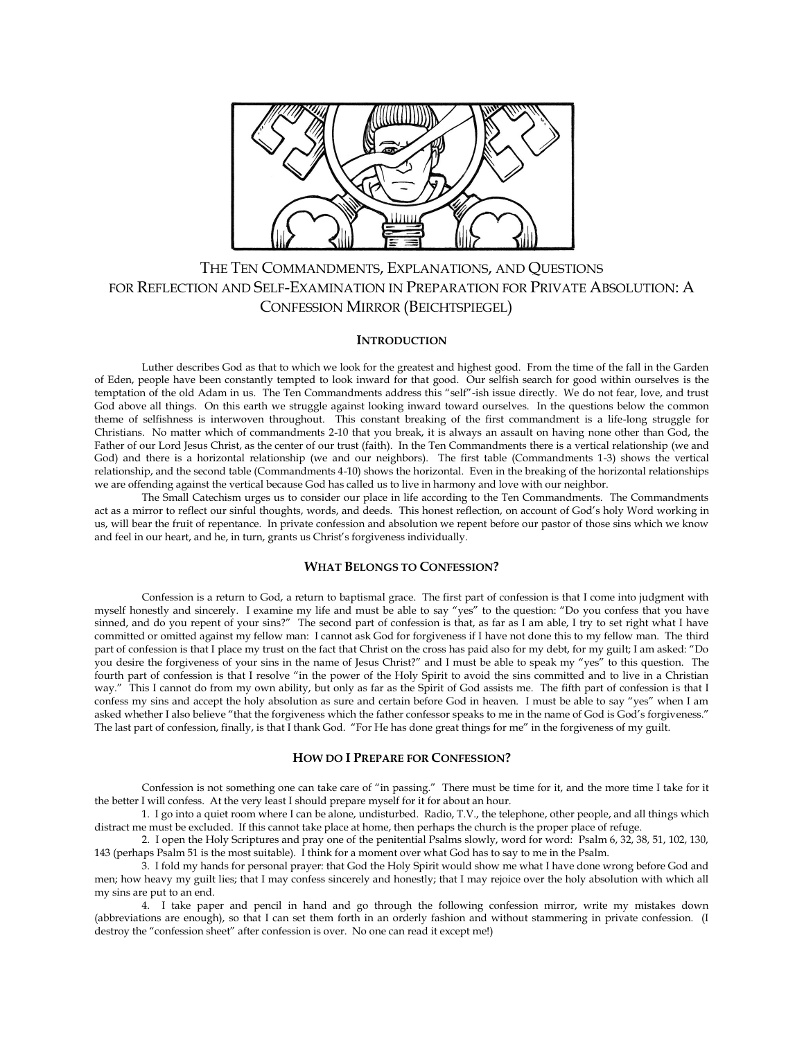# The Ten Commandments, Explanations, and Questions for Reflection and Self-Examination in Preparation for Private Absolution: A Confession Mirror (Beichtspiegel)

## Introduction

Luther describes God as that to which we look for the greatest and highest good. From the time of the fall in the Garden of Eden, people have been constantly tempted to look inward for that good. Our selfish search for good within ourselves is the temptation of the old Adam in us. The Ten Commandments address this "self"-ish issue directly. We do not fear, love, and trust God above all things. On this earth we struggle against looking inward toward ourselves. In the questions below the common theme of selfishness is interwoven throughout. This constant breaking of the first commandment is a life-long struggle for Christians. No matter which of commandments 2-10 that you break, it is always an assault on having none other than God, the Father of our Lord Jesus Christ, as the center of our trust (faith). In the Ten Commandments there is a vertical relationship (we and God) and there is a horizontal relationship (we and our neighbors). The first table (Commandments 1-3) shows the vertical relationship, and the second table (Commandments 4-10) shows the horizontal. Even in the breaking of the horizontal relationships we are offending against the vertical because God has called us to live in harmony and love with our neighbor.

The Small Catechism urges us to consider our place in life according to the Ten Commandments. The Commandments act as a mirror to reflect our sinful thoughts, words, and deeds. This honest reflection, on account of God's holy Word working in us, will bear the fruit of repentance. In private confession and absolution we repent before our pastor of those sins which we know and feel in our heart, and he, in turn, grants us Christ's forgiveness individually.

## What Belongs to Confession?

Confession is a return to God, a return to baptismal grace. The first part of confession is that I come into judgment with myself honestly and sincerely. I examine my life and must be able to say "yes" to the question: "Do you confess that you have sinned, and do you repent of your sins?" The second part of confession is that, as far as I am able, I try to set right what I have committed or omitted against my fellow man: I cannot ask God for forgiveness if I have not done this to my fellow man. The third part of confession is that I place my trust on the fact that Christ on the cross has paid also for my debt, for my guilt; I am asked: "Do you desire the forgiveness of your sins in the name of Jesus Christ?" and I must be able to speak my "yes" to this question. The fourth part of confession is that I resolve "in the power of the Holy Spirit to avoid the sins committed and to live in a Christian way." This I cannot do from my own ability, but only as far as the Spirit of God assists me. The fifth part of confession is that I confess my sins and accept the holy absolution as sure and certain before God in heaven. I must be able to say "yes" when I am asked whether I also believe "that the forgiveness which the father confessor speaks to me in the name of God is God's forgiveness." The last part of confession, finally, is that I thank God. "For He has done great things for me" in the forgiveness of my guilt.

## How do I Prepare for Confession?

Confession is not something one can take care of "in passing." There must be time for it, and the more time I take for it the better I will confess. At the very least I should prepare myself for it for about an hour.

1. I go into a quiet room where I can be alone, undisturbed. Radio, T.V., the telephone, other people, and all things which distract me must be excluded. If this cannot take place at home, then perhaps the church is the proper place of refuge.

2. I open the Holy Scriptures and pray one of the penitential Psalms slowly, word for word: Psalm 6, 32, 38, 51, 102, 130, 143 (perhaps Psalm 51 is the most suitable). I think for a moment over what God has to say to me in the Psalm.

3. I fold my hands for personal prayer: that God the Holy Spirit would show me what I have done wrong before God and men; how heavy my guilt lies; that I may confess sincerely and honestly; that I may rejoice over the holy absolution with which all my sins are put to an end.

4. I take paper and pencil in hand and go through the following confession mirror, write my mistakes down (abbreviations are enough), so that I can set them forth in an orderly fashion and without stammering in private confession. (I destroy the "confession sheet" after confession is over. No one can read it except me!)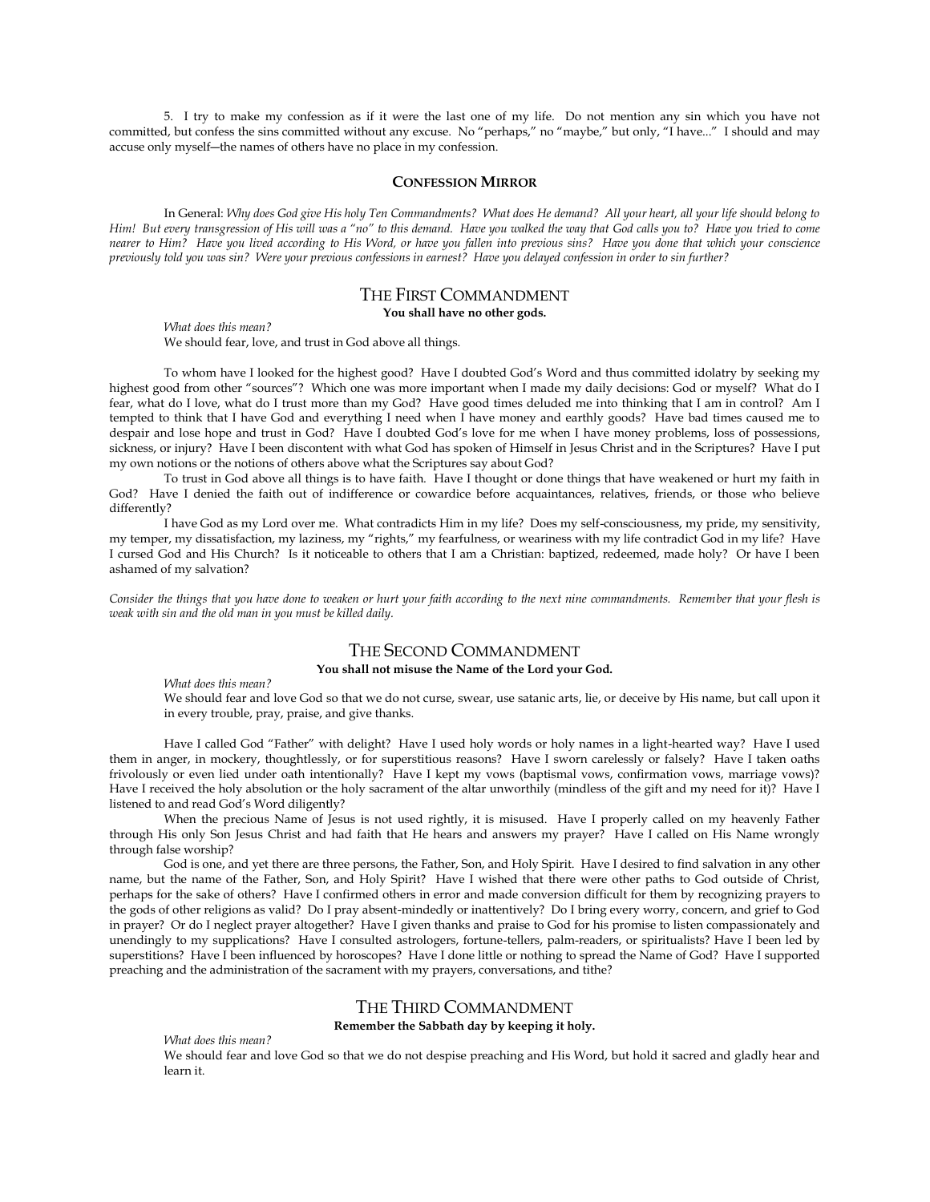5. I try to make my confession as if it were the last one of my life. Do not mention any sin which you have not committed, but confess the sins committed without any excuse. No "perhaps," no "maybe," but only, "I have..." I should and may accuse only myself—the names of others have no place in my confession.

### CONFESSION MIRROR

In General: *Why does God give His holy Ten Commandments? What does He demand? All your heart, all your life should belong to Him! But every transgression of His will was a "no" to this demand. Have you walked the way that God calls you to? Have you tried to come nearer to Him? Have you lived according to His Word, or have you fallen into previous sins? Have you done that which your conscience previously told you was sin? Were your previous confessions in earnest? Have you delayed confession in order to sin further?*

## THE FIRST COMMANDMENT

**You shall have no other gods.**

*What does this mean?*

We should fear, love, and trust in God above all things.

To whom have I looked for the highest good? Have I doubted God's Word and thus committed idolatry by seeking my highest good from other "sources"? Which one was more important when I made my daily decisions: God or myself? What do I fear, what do I love, what do I trust more than my God? Have good times deluded me into thinking that I am in control? Am I tempted to think that I have God and everything I need when I have money and earthly goods? Have bad times caused me to despair and lose hope and trust in God? Have I doubted God's love for me when I have money problems, loss of possessions, sickness, or injury? Have I been discontent with what God has spoken of Himself in Jesus Christ and in the Scriptures? Have I put my own notions or the notions of others above what the Scriptures say about God?

To trust in God above all things is to have faith. Have I thought or done things that have weakened or hurt my faith in God? Have I denied the faith out of indifference or cowardice before acquaintances, relatives, friends, or those who believe differently?

I have God as my Lord over me. What contradicts Him in my life? Does my self-consciousness, my pride, my sensitivity, my temper, my dissatisfaction, my laziness, my "rights," my fearfulness, or weariness with my life contradict God in my life? Have I cursed God and His Church? Is it noticeable to others that I am a Christian: baptized, redeemed, made holy? Or have I been ashamed of my salvation?

*Consider the things that you have done to weaken or hurt your faith according to the next nine commandments. Remember that your flesh is weak with sin and the old man in you must be killed daily.*

## THE SECOND COMMANDMENT

**You shall not misuse the Name of the Lord your God.**

*What does this mean?*

We should fear and love God so that we do not curse, swear, use satanic arts, lie, or deceive by His name, but call upon it in every trouble, pray, praise, and give thanks.

Have I called God "Father" with delight? Have I used holy words or holy names in a light-hearted way? Have I used them in anger, in mockery, thoughtlessly, or for superstitious reasons? Have I sworn carelessly or falsely? Have I taken oaths frivolously or even lied under oath intentionally? Have I kept my vows (baptismal vows, confirmation vows, marriage vows)? Have I received the holy absolution or the holy sacrament of the altar unworthily (mindless of the gift and my need for it)? Have I listened to and read God's Word diligently?

When the precious Name of Jesus is not used rightly, it is misused. Have I properly called on my heavenly Father through His only Son Jesus Christ and had faith that He hears and answers my prayer? Have I called on His Name wrongly through false worship?

God is one, and yet there are three persons, the Father, Son, and Holy Spirit. Have I desired to find salvation in any other name, but the name of the Father, Son, and Holy Spirit? Have I wished that there were other paths to God outside of Christ, perhaps for the sake of others? Have I confirmed others in error and made conversion difficult for them by recognizing prayers to the gods of other religions as valid? Do I pray absent-mindedly or inattentively? Do I bring every worry, concern, and grief to God in prayer? Or do I neglect prayer altogether? Have I given thanks and praise to God for his promise to listen compassionately and unendingly to my supplications? Have I consulted astrologers, fortune-tellers, palm-readers, or spiritualists? Have I been led by superstitions? Have I been influenced by horoscopes? Have I done little or nothing to spread the Name of God? Have I supported preaching and the administration of the sacrament with my prayers, conversations, and tithe?

## THE THIRD COMMANDMENT

**Remember the Sabbath day by keeping it holy.**

*What does this mean?*

We should fear and love God so that we do not despise preaching and His Word, but hold it sacred and gladly hear and learn it.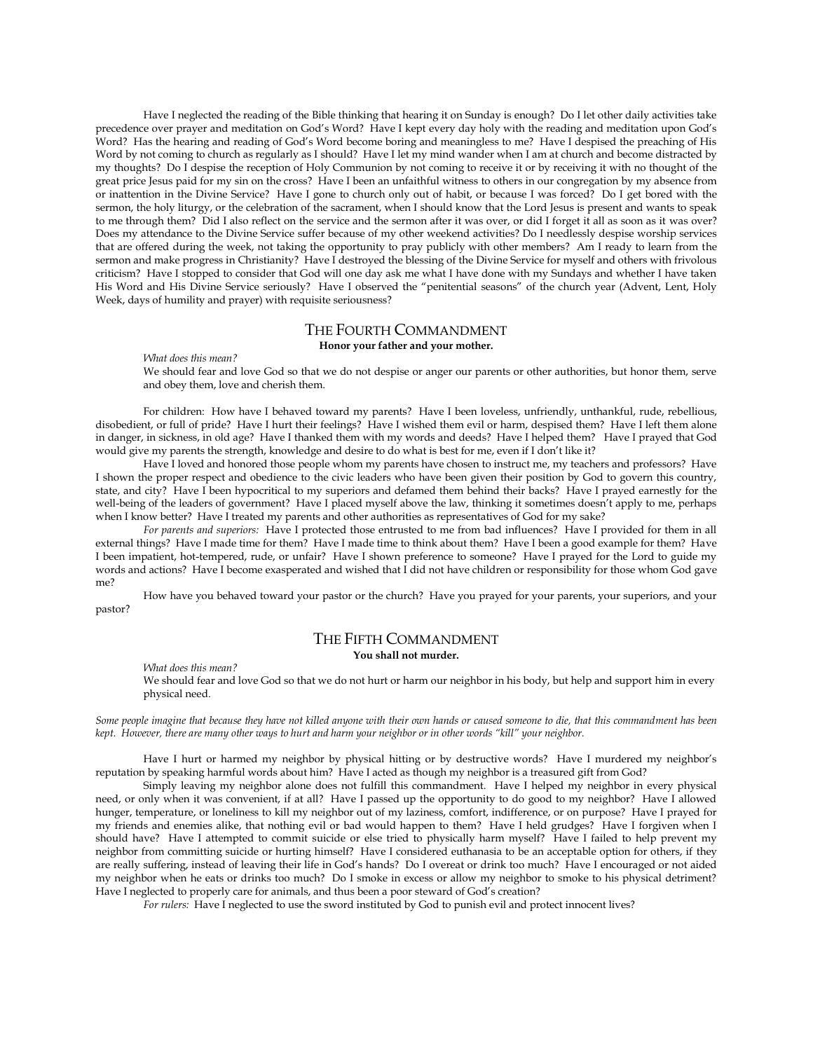Have I neglected the reading of the Bible thinking that hearing it on Sunday is enough? Do I let other daily activities take precedence over prayer and meditation on God's Word? Have I kept every day holy with the reading and meditation upon God's Word? Has the hearing and reading of God's Word become boring and meaningless to me? Have I despised the preaching of His Word by not coming to church as regularly as I should? Have I let my mind wander when I am at church and become distracted by my thoughts? Do I despise the reception of Holy Communion by not coming to receive it or by receiving it with no thought of the great price Jesus paid for my sin on the cross? Have I been an unfaithful witness to others in our congregation by my absence from or inattention in the Divine Service? Have I gone to church only out of habit, or because I was forced? Do I get bored with the sermon, the holy liturgy, or the celebration of the sacrament, when I should know that the Lord Jesus is present and wants to speak to me through them? Did I also reflect on the service and the sermon after it was over, or did I forget it all as soon as it was over? Does my attendance to the Divine Service suffer because of my other weekend activities? Do I needlessly despise worship services that are offered during the week, not taking the opportunity to pray publicly with other members? Am I ready to learn from the sermon and make progress in Christianity? Have I destroyed the blessing of the Divine Service for myself and others with frivolous criticism? Have I stopped to consider that God will one day ask me what I have done with my Sundays and whether I have taken His Word and His Divine Service seriously? Have I observed the "penitential seasons" of the church year (Advent, Lent, Holy Week, days of humility and prayer) with requisite seriousness?

## The Fourth Commandment

**Honor your father and your mother.**

*What does this mean?*

We should fear and love God so that we do not despise or anger our parents or other authorities, but honor them, serve and obey them, love and cherish them.

For children: How have I behaved toward my parents? Have I been loveless, unfriendly, unthankful, rude, rebellious, disobedient, or full of pride? Have I hurt their feelings? Have I wished them evil or harm, despised them? Have I left them alone in danger, in sickness, in old age? Have I thanked them with my words and deeds? Have I helped them? Have I prayed that God would give my parents the strength, knowledge and desire to do what is best for me, even if I don't like it?

Have I loved and honored those people whom my parents have chosen to instruct me, my teachers and professors? Have I shown the proper respect and obedience to the civic leaders who have been given their position by God to govern this country, state, and city? Have I been hypocritical to my superiors and defamed them behind their backs? Have I prayed earnestly for the well-being of the leaders of government? Have I placed myself above the law, thinking it sometimes doesn't apply to me, perhaps when I know better? Have I treated my parents and other authorities as representatives of God for my sake?

*For parents and superiors:* Have I protected those entrusted to me from bad influences? Have I provided for them in all external things? Have I made time for them? Have I made time to think about them? Have I been a good example for them? Have I been impatient, hot-tempered, rude, or unfair? Have I shown preference to someone? Have I prayed for the Lord to guide my words and actions? Have I become exasperated and wished that I did not have children or responsibility for those whom God gave me?

How have you behaved toward your pastor or the church? Have you prayed for your parents, your superiors, and your pastor?

## The Fifth Commandment

**You shall not murder.**

*What does this mean?*

We should fear and love God so that we do not hurt or harm our neighbor in his body, but help and support him in every physical need.

*Some people imagine that because they have not killed anyone with their own hands or caused someone to die, that this commandment has been kept. However, there are many other ways to hurt and harm your neighbor or in other words "kill" your neighbor.*

Have I hurt or harmed my neighbor by physical hitting or by destructive words? Have I murdered my neighbor's reputation by speaking harmful words about him? Have I acted as though my neighbor is a treasured gift from God?

Simply leaving my neighbor alone does not fulfill this commandment. Have I helped my neighbor in every physical need, or only when it was convenient, if at all? Have I passed up the opportunity to do good to my neighbor? Have I allowed hunger, temperature, or loneliness to kill my neighbor out of my laziness, comfort, indifference, or on purpose? Have I prayed for my friends and enemies alike, that nothing evil or bad would happen to them? Have I held grudges? Have I forgiven when I should have? Have I attempted to commit suicide or else tried to physically harm myself? Have I failed to help prevent my neighbor from committing suicide or hurting himself? Have I considered euthanasia to be an acceptable option for others, if they are really suffering, instead of leaving their life in God's hands? Do I overeat or drink too much? Have I encouraged or not aided my neighbor when he eats or drinks too much? Do I smoke in excess or allow my neighbor to smoke to his physical detriment? Have I neglected to properly care for animals, and thus been a poor steward of God's creation?

*For rulers:* Have I neglected to use the sword instituted by God to punish evil and protect innocent lives?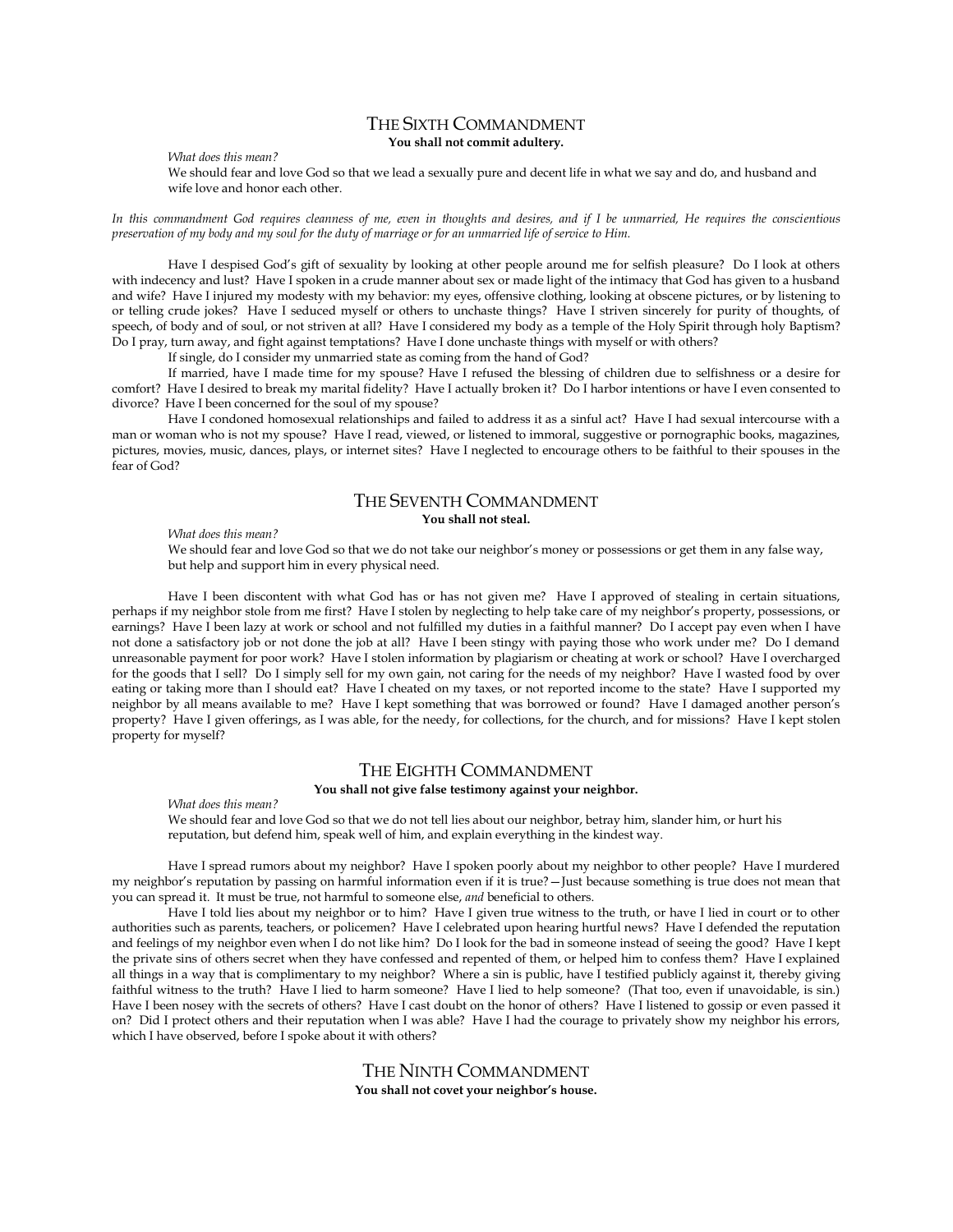## The Sixth Commandment

**You shall not commit adultery.**

*What does this mean?*

We should fear and love God so that we lead a sexually pure and decent life in what we say and do, and husband and wife love and honor each other.

*In this commandment God requires cleanness of me, even in thoughts and desires, and if I be unmarried, He requires the conscientious preservation of my body and my soul for the duty of marriage or for an unmarried life of service to Him.*

Have I despised God's gift of sexuality by looking at other people around me for selfish pleasure? Do I look at others with indecency and lust? Have I spoken in a crude manner about sex or made light of the intimacy that God has given to a husband and wife? Have I injured my modesty with my behavior: my eyes, offensive clothing, looking at obscene pictures, or by listening to or telling crude jokes? Have I seduced myself or others to unchaste things? Have I striven sincerely for purity of thoughts, of speech, of body and of soul, or not striven at all? Have I considered my body as a temple of the Holy Spirit through holy Baptism? Do I pray, turn away, and fight against temptations? Have I done unchaste things with myself or with others?

If single, do I consider my unmarried state as coming from the hand of God?

If married, have I made time for my spouse? Have I refused the blessing of children due to selfishness or a desire for comfort? Have I desired to break my marital fidelity? Have I actually broken it? Do I harbor intentions or have I even consented to divorce? Have I been concerned for the soul of my spouse?

Have I condoned homosexual relationships and failed to address it as a sinful act? Have I had sexual intercourse with a man or woman who is not my spouse? Have I read, viewed, or listened to immoral, suggestive or pornographic books, magazines, pictures, movies, music, dances, plays, or internet sites? Have I neglected to encourage others to be faithful to their spouses in the fear of God?

## The Seventh Commandment

**You shall not steal.**

*What does this mean?*

We should fear and love God so that we do not take our neighbor's money or possessions or get them in any false way, but help and support him in every physical need.

Have I been discontent with what God has or has not given me? Have I approved of stealing in certain situations, perhaps if my neighbor stole from me first? Have I stolen by neglecting to help take care of my neighbor's property, possessions, or earnings? Have I been lazy at work or school and not fulfilled my duties in a faithful manner? Do I accept pay even when I have not done a satisfactory job or not done the job at all? Have I been stingy with paying those who work under me? Do I demand unreasonable payment for poor work? Have I stolen information by plagiarism or cheating at work or school? Have I overcharged for the goods that I sell? Do I simply sell for my own gain, not caring for the needs of my neighbor? Have I wasted food by over eating or taking more than I should eat? Have I cheated on my taxes, or not reported income to the state? Have I supported my neighbor by all means available to me? Have I kept something that was borrowed or found? Have I damaged another person's property? Have I given offerings, as I was able, for the needy, for collections, for the church, and for missions? Have I kept stolen property for myself?

## The Eighth Commandment

**You shall not give false testimony against your neighbor.**

*What does this mean?*

We should fear and love God so that we do not tell lies about our neighbor, betray him, slander him, or hurt his reputation, but defend him, speak well of him, and explain everything in the kindest way.

Have I spread rumors about my neighbor? Have I spoken poorly about my neighbor to other people? Have I murdered my neighbor's reputation by passing on harmful information even if it is true?—Just because something is true does not mean that you can spread it. It must be true, not harmful to someone else, *and* beneficial to others.

Have I told lies about my neighbor or to him? Have I given true witness to the truth, or have I lied in court or to other authorities such as parents, teachers, or policemen? Have I celebrated upon hearing hurtful news? Have I defended the reputation and feelings of my neighbor even when I do not like him? Do I look for the bad in someone instead of seeing the good? Have I kept the private sins of others secret when they have confessed and repented of them, or helped him to confess them? Have I explained all things in a way that is complimentary to my neighbor? Where a sin is public, have I testified publicly against it, thereby giving faithful witness to the truth? Have I lied to harm someone? Have I lied to help someone? (That too, even if unavoidable, is sin.) Have I been nosey with the secrets of others? Have I cast doubt on the honor of others? Have I listened to gossip or even passed it on? Did I protect others and their reputation when I was able? Have I had the courage to privately show my neighbor his errors, which I have observed, before I spoke about it with others?

## The Ninth Commandment

**You shall not covet your neighbor's house.**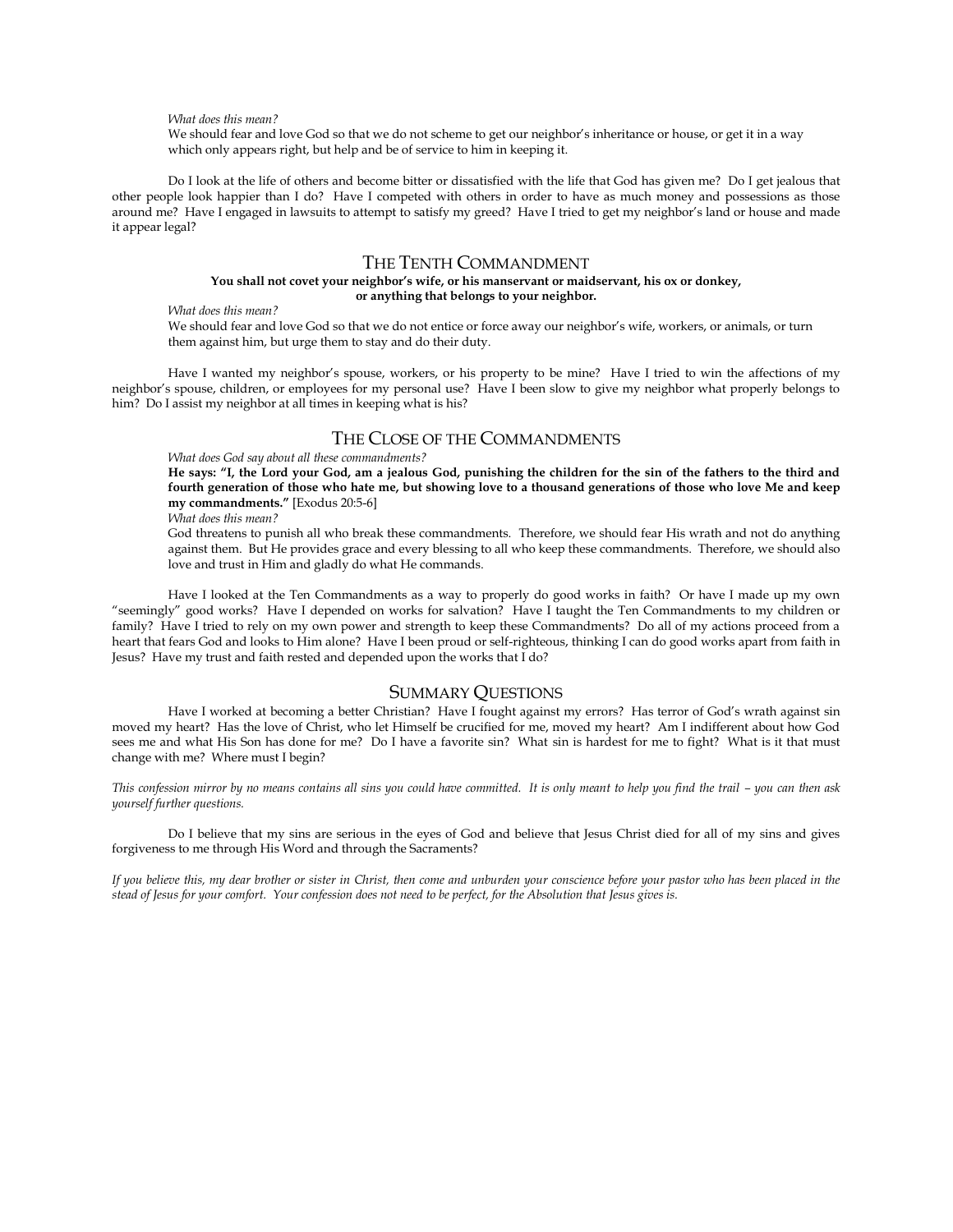*What does this mean?*

We should fear and love God so that we do not scheme to get our neighbor's inheritance or house, or get it in a way which only appears right, but help and be of service to him in keeping it.

Do I look at the life of others and become bitter or dissatisfied with the life that God has given me? Do I get jealous that other people look happier than I do? Have I competed with others in order to have as much money and possessions as those around me? Have I engaged in lawsuits to attempt to satisfy my greed? Have I tried to get my neighbor's land or house and made it appear legal?

## The Tenth Commandment

**You shall not covet your neighbor's wife, or his manservant or maidservant, his ox or donkey, or anything that belongs to your neighbor.**

*What does this mean?*

We should fear and love God so that we do not entice or force away our neighbor's wife, workers, or animals, or turn them against him, but urge them to stay and do their duty.

Have I wanted my neighbor's spouse, workers, or his property to be mine? Have I tried to win the affections of my neighbor's spouse, children, or employees for my personal use? Have I been slow to give my neighbor what properly belongs to him? Do I assist my neighbor at all times in keeping what is his?

## The Close of the Commandments

*What does God say about all these commandments?*

**He says: "I, the Lord your God, am a jealous God, punishing the children for the sin of the fathers to the third and fourth generation of those who hate me, but showing love to a thousand generations of those who love Me and keep my commandments."** [Exodus 20:5-6]

*What does this mean?*

God threatens to punish all who break these commandments. Therefore, we should fear His wrath and not do anything against them. But He provides grace and every blessing to all who keep these commandments. Therefore, we should also love and trust in Him and gladly do what He commands.

Have I looked at the Ten Commandments as a way to properly do good works in faith? Or have I made up my own "seemingly" good works? Have I depended on works for salvation? Have I taught the Ten Commandments to my children or family? Have I tried to rely on my own power and strength to keep these Commandments? Do all of my actions proceed from a heart that fears God and looks to Him alone? Have I been proud or self-righteous, thinking I can do good works apart from faith in Jesus? Have my trust and faith rested and depended upon the works that I do?

## Summary Questions

Have I worked at becoming a better Christian? Have I fought against my errors? Has terror of God's wrath against sin moved my heart? Has the love of Christ, who let Himself be crucified for me, moved my heart? Am I indifferent about how God sees me and what His Son has done for me? Do I have a favorite sin? What sin is hardest for me to fight? What is it that must change with me? Where must I begin?

*This confession mirror by no means contains all sins you could have committed. It is only meant to help you find the trail – you can then ask yourself further questions.*

Do I believe that my sins are serious in the eyes of God and believe that Jesus Christ died for all of my sins and gives forgiveness to me through His Word and through the Sacraments?

*If you believe this, my dear brother or sister in Christ, then come and unburden your conscience before your pastor who has been placed in the stead of Jesus for your comfort. Your confession does not need to be perfect, for the Absolution that Jesus gives is.*